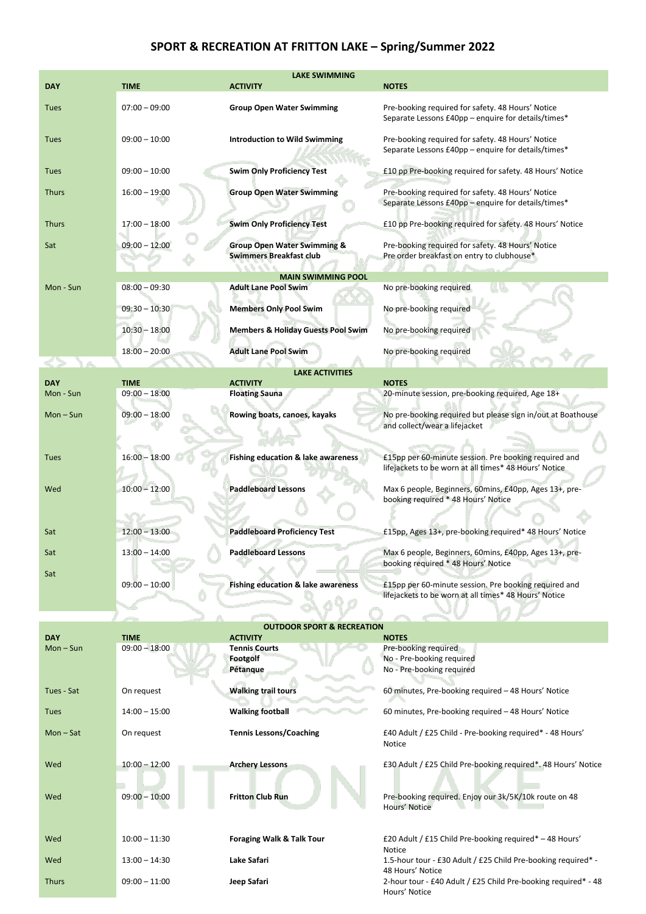# SPORT & RECREATION AT FRITTON LAKE – Spring/Summer 2022

| LAKE SWIMMING | | | |
|---|---|---|---|
| **DAY** | **TIME** | **ACTIVITY** | **NOTES** |
| Tues | 07:00 – 09:00 | **Group Open Water Swimming** | Pre-booking required for safety. 48 Hours' Notice<br>Separate Lessons £40pp – enquire for details/times* |
| Tues | 09:00 – 10:00 | **Introduction to Wild Swimming** | Pre-booking required for safety. 48 Hours' Notice<br>Separate Lessons £40pp – enquire for details/times* |
| Tues | 09:00 – 10:00 | **Swim Only Proficiency Test** | £10 pp Pre-booking required for safety. 48 Hours' Notice |
| Thurs | 16:00 – 19:00 | **Group Open Water Swimming** | Pre-booking required for safety. 48 Hours' Notice<br>Separate Lessons £40pp – enquire for details/times* |
| Thurs | 17:00 – 18:00 | **Swim Only Proficiency Test** | £10 pp Pre-booking required for safety. 48 Hours' Notice |
| Sat | 09:00 – 12:00 | **Group Open Water Swimming & Swimmers Breakfast club** | Pre-booking required for safety. 48 Hours' Notice<br>Pre order breakfast on entry to clubhouse* |
| **MAIN SWIMMING POOL** | | | |
| Mon - Sun | 08:00 – 09:30 | **Adult Lane Pool Swim** | No pre-booking required |
| | 09:30 – 10:30 | **Members Only Pool Swim** | No pre-booking required |
| | 10:30 – 18:00 | **Members & Holiday Guests Pool Swim** | No pre-booking required |
| | 18:00 – 20:00 | **Adult Lane Pool Swim** | No pre-booking required |

| LAKE ACTIVITIES | | | |
|---|---|---|---|
| **DAY** | **TIME** | **ACTIVITY** | **NOTES** |
| Mon - Sun | 09:00 – 18:00 | **Floating Sauna** | 20-minute session, pre-booking required, Age 18+ |
| Mon – Sun | 09:00 – 18:00 | **Rowing boats, canoes, kayaks** | No pre-booking required but please sign in/out at Boathouse and collect/wear a lifejacket |
| Tues | 16:00 – 18:00 | **Fishing education & lake awareness** | £15pp per 60-minute session. Pre booking required and lifejackets to be worn at all times* 48 Hours' Notice |
| Wed | 10:00 – 12:00 | **Paddleboard Lessons** | Max 6 people, Beginners, 60mins, £40pp, Ages 13+, pre-booking required * 48 Hours' Notice |
| Sat | 12:00 – 13:00 | **Paddleboard Proficiency Test** | £15pp, Ages 13+, pre-booking required* 48 Hours' Notice |
| Sat | 13:00 – 14:00 | **Paddleboard Lessons** | Max 6 people, Beginners, 60mins, £40pp, Ages 13+, pre-booking required * 48 Hours' Notice |
| Sat | 09:00 – 10:00 | **Fishing education & lake awareness** | £15pp per 60-minute session. Pre booking required and lifejackets to be worn at all times* 48 Hours' Notice |

| OUTDOOR SPORT & RECREATION | | | |
|---|---|---|---|
| **DAY** | **TIME** | **ACTIVITY** | **NOTES** |
| Mon – Sun | 09:00 – 18:00 | **Tennis Courts**<br>**Footgolf**<br>**Pétanque** | Pre-booking required<br>No - Pre-booking required<br>No - Pre-booking required |
| Tues - Sat | On request | **Walking trail tours** | 60 minutes, Pre-booking required – 48 Hours' Notice |
| Tues | 14:00 – 15:00 | **Walking football** | 60 minutes, Pre-booking required – 48 Hours' Notice |
| Mon – Sat | On request | **Tennis Lessons/Coaching** | £40 Adult / £25 Child - Pre-booking required* - 48 Hours' Notice |
| Wed | 10:00 – 12:00 | **Archery Lessons** | £30 Adult / £25 Child Pre-booking required*. 48 Hours' Notice |
| Wed | 09:00 – 10:00 | **Fritton Club Run** | Pre-booking required. Enjoy our 3k/5K/10k route on 48 Hours' Notice |
| Wed | 10:00 – 11:30 | **Foraging Walk & Talk Tour** | £20 Adult / £15 Child Pre-booking required* – 48 Hours' Notice |
| Wed | 13:00 – 14:30 | **Lake Safari** | 1.5-hour tour - £30 Adult / £25 Child Pre-booking required* - 48 Hours' Notice |
| Thurs | 09:00 – 11:00 | **Jeep Safari** | 2-hour tour - £40 Adult / £25 Child Pre-booking required* - 48 Hours' Notice |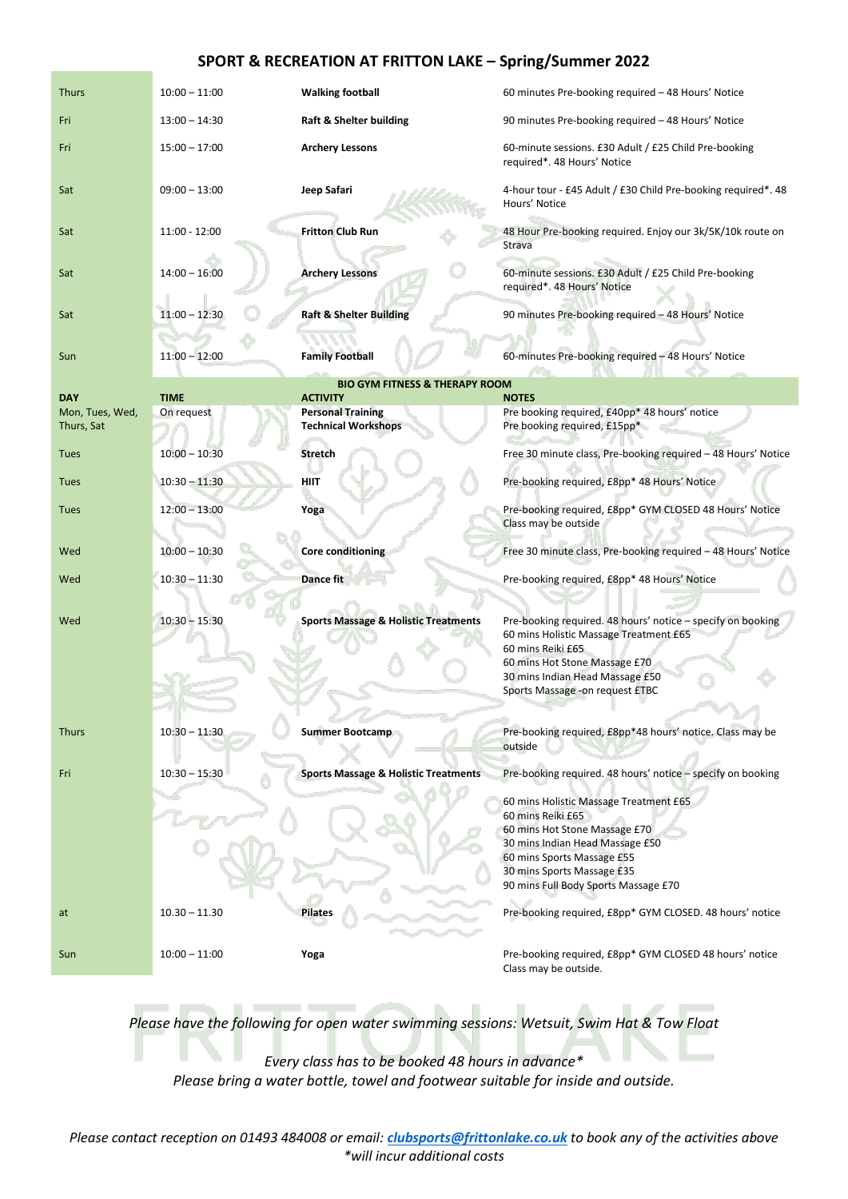# SPORT & RECREATION AT FRITTON LAKE – Spring/Summer 2022

| | | | |
|---|---|---|---|
| Thurs | 10:00 – 11:00 | **Walking football** | 60 minutes Pre-booking required – 48 Hours' Notice |
| Fri | 13:00 – 14:30 | **Raft & Shelter building** | 90 minutes Pre-booking required – 48 Hours' Notice |
| Fri | 15:00 – 17:00 | **Archery Lessons** | 60-minute sessions. £30 Adult / £25 Child Pre-booking required*. 48 Hours' Notice |
| Sat | 09:00 – 13:00 | **Jeep Safari** | 4-hour tour - £45 Adult / £30 Child Pre-booking required*. 48 Hours' Notice |
| Sat | 11:00 - 12:00 | **Fritton Club Run** | 48 Hour Pre-booking required. Enjoy our 3k/5K/10k route on Strava |
| Sat | 14:00 – 16:00 | **Archery Lessons** | 60-minute sessions. £30 Adult / £25 Child Pre-booking required*. 48 Hours' Notice |
| Sat | 11:00 – 12:30 | **Raft & Shelter Building** | 90 minutes Pre-booking required – 48 Hours' Notice |
| Sun | 11:00 – 12:00 | **Family Football** | 60-minutes Pre-booking required – 48 Hours' Notice |
| | | **BIO GYM FITNESS & THERAPY ROOM** | |
| **DAY** | **TIME** | **ACTIVITY** | **NOTES** |
| Mon, Tues, Wed, Thurs, Sat | On request | **Personal Training**<br>**Technical Workshops** | Pre booking required, £40pp* 48 hours' notice<br>Pre booking required, £15pp* |
| Tues | 10:00 – 10:30 | **Stretch** | Free 30 minute class, Pre-booking required – 48 Hours' Notice |
| Tues | 10:30 – 11:30 | **HIIT** | Pre-booking required, £8pp* 48 Hours' Notice |
| Tues | 12:00 – 13:00 | **Yoga** | Pre-booking required, £8pp* GYM CLOSED 48 Hours' Notice Class may be outside |
| Wed | 10:00 – 10:30 | **Core conditioning** | Free 30 minute class, Pre-booking required – 48 Hours' Notice |
| Wed | 10:30 – 11:30 | **Dance fit** | Pre-booking required, £8pp* 48 Hours' Notice |
| Wed | 10:30 – 15:30 | **Sports Massage & Holistic Treatments** | Pre-booking required. 48 hours' notice – specify on booking<br>60 mins Holistic Massage Treatment £65<br>60 mins Reiki £65<br>60 mins Hot Stone Massage £70<br>30 mins Indian Head Massage £50<br>Sports Massage -on request £TBC |
| Thurs | 10:30 – 11:30 | **Summer Bootcamp** | Pre-booking required, £8pp*48 hours' notice. Class may be outside |
| Fri | 10:30 – 15:30 | **Sports Massage & Holistic Treatments** | Pre-booking required. 48 hours' notice – specify on booking<br>60 mins Holistic Massage Treatment £65<br>60 mins Reiki £65<br>60 mins Hot Stone Massage £70<br>30 mins Indian Head Massage £50<br>60 mins Sports Massage £55<br>30 mins Sports Massage £35<br>90 mins Full Body Sports Massage £70 |
| at | 10.30 – 11.30 | **Pilates** | Pre-booking required, £8pp* GYM CLOSED. 48 hours' notice |
| Sun | 10:00 – 11:00 | **Yoga** | Pre-booking required, £8pp* GYM CLOSED 48 hours' notice Class may be outside. |

*Please have the following for open water swimming sessions: Wetsuit, Swim Hat & Tow Float*

*Every class has to be booked 48 hours in advance**
*Please bring a water bottle, towel and footwear suitable for inside and outside.*

*Please contact reception on 01493 484008 or email: clubsports@frittonlake.co.uk to book any of the activities above*
**will incur additional costs*